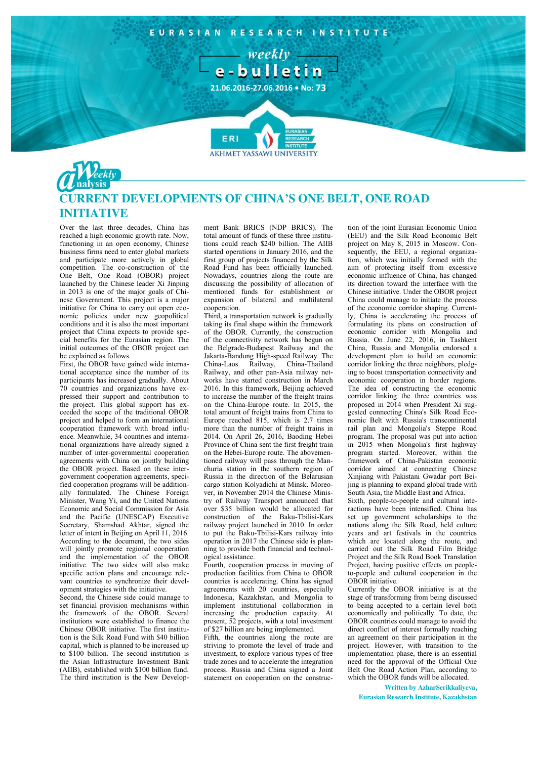EURASIAN RESEARCH INSTITUTE

weekly

e-bulletin

21.06.2016-27.06.2016 • No: 73

ERI EURASIAN RESEARCH INSTITUTE
AKHMET YASSAWI UNIVERSITY

Weekly analysis

# CURRENT DEVELOPMENTS OF CHINA'S ONE BELT, ONE ROAD INITIATIVE

Over the last three decades, China has reached a high economic growth rate. Now, functioning in an open economy, Chinese business firms need to enter global markets and participate more actively in global competition. The co-construction of the One Belt, One Road (OBOR) project launched by the Chinese leader Xi Jinping in 2013 is one of the major goals of Chinese Government. This project is a major initiative for China to carry out open economic policies under new geopolitical conditions and it is also the most important project that China expects to provide special benefits for the Eurasian region. The initial outcomes of the OBOR project can be explained as follows.

First, the OBOR have gained wide international acceptance since the number of its participants has increased gradually. About 70 countries and organizations have expressed their support and contribution to the project. This global support has exceeded the scope of the traditional OBOR project and helped to form an international cooperation framework with broad influence. Meanwhile, 34 countries and international organizations have already signed a number of inter-governmental cooperation agreements with China on jointly building the OBOR project. Based on these intergovernment cooperation agreements, specified cooperation programs will be additionally formulated. The Chinese Foreign Minister, Wang Yi, and the United Nations Economic and Social Commission for Asia and the Pacific (UNESCAP) Executive Secretary, Shamshad Akhtar, signed the letter of intent in Beijing on April 11, 2016. According to the document, the two sides will jointly promote regional cooperation and the implementation of the OBOR initiative. The two sides will also make specific action plans and encourage relevant countries to synchronize their development strategies with the initiative.

Second, the Chinese side could manage to set financial provision mechanisms within the framework of the OBOR. Several institutions were established to finance the Chinese OBOR initiative. The first institution is the Silk Road Fund with $40 billion capital, which is planned to be increased up to $100 billion. The second institution is the Asian Infrastructure Investment Bank (AIIB), established with $100 billion fund. The third institution is the New Development Bank BRICS (NDP BRICS). The total amount of funds of these three institutions could reach $240 billion. The AIIB started operations in January 2016, and the first group of projects financed by the Silk Road Fund has been officially launched. Nowadays, countries along the route are discussing the possibility of allocation of mentioned funds for establishment or expansion of bilateral and multilateral cooperation.

Third, a transportation network is gradually taking its final shape within the framework of the OBOR. Currently, the construction of the connectivity network has begun on the Belgrade-Budapest Railway and the Jakarta-Bandung High-speed Railway. The China-Laos Railway, China-Thailand Railway, and other pan-Asia railway networks have started construction in March 2016. In this framework, Beijing achieved to increase the number of the freight trains on the China-Europe route. In 2015, the total amount of freight trains from China to Europe reached 815, which is 2.7 times more than the number of freight trains in 2014. On April 26, 2016, Baoding Hebei Province of China sent the first freight train on the Hebei-Europe route. The abovementioned railway will pass through the Manchuria station in the southern region of Russia in the direction of the Belarusian cargo station Kolyadichi at Minsk. Moreover, in November 2014 the Chinese Ministry of Railway Transport announced that over $35 billion would be allocated for construction of the Baku-Tbilisi-Kars railway project launched in 2010. In order to put the Baku-Tbilisi-Kars railway into operation in 2017 the Chinese side is planning to provide both financial and technological assistance.

Fourth, cooperation process in moving of production facilities from China to OBOR countries is accelerating. China has signed agreements with 20 countries, especially Indonesia, Kazakhstan, and Mongolia to implement institutional collaboration in increasing the production capacity. At present, 52 projects, with a total investment of $27 billion are being implemented.

Fifth, the countries along the route are striving to promote the level of trade and investment, to explore various types of free trade zones and to accelerate the integration process. Russia and China signed a Joint statement on cooperation on the construction of the joint Eurasian Economic Union (EEU) and the Silk Road Economic Belt project on May 8, 2015 in Moscow. Consequently, the EEU, a regional organization, which was initially formed with the aim of protecting itself from excessive economic influence of China, has changed its direction toward the interface with the Chinese initiative. Under the OBOR project China could manage to initiate the process of the economic corridor shaping. Currently, China is accelerating the process of formulating its plans on construction of economic corridor with Mongolia and Russia. On June 22, 2016, in Tashkent China, Russia and Mongolia endorsed a development plan to build an economic corridor linking the three neighbors, pledging to boost transportation connectivity and economic cooperation in border regions. The idea of constructing the economic corridor linking the three countries was proposed in 2014 when President Xi suggested connecting China's Silk Road Economic Belt with Russia's transcontinental rail plan and Mongolia's Steppe Road program. The proposal was put into action in 2015 when Mongolia's first highway program started. Moreover, within the framework of China-Pakistan economic corridor aimed at connecting Chinese Xinjiang with Pakistani Gwadar port Beijing is planning to expand global trade with South Asia, the Middle East and Africa.

Sixth, people-to-people and cultural interactions have been intensified. China has set up government scholarships to the nations along the Silk Road, held culture years and art festivals in the countries which are located along the route, and carried out the Silk Road Film Bridge Project and the Silk Road Book Translation Project, having positive effects on people-to-people and cultural cooperation in the OBOR initiative.

Currently the OBOR initiative is at the stage of transforming from being discussed to being accepted to a certain level both economically and politically. To date, the OBOR countries could manage to avoid the direct conflict of interest formally reaching an agreement on their participation in the project. However, with transition to the implementation phase, there is an essential need for the approval of the Official One Belt One Road Action Plan, according to which the OBOR funds will be allocated.

**Written by AzharSerikkaliyeva,**
**Eurasian Research Institute, Kazakhstan**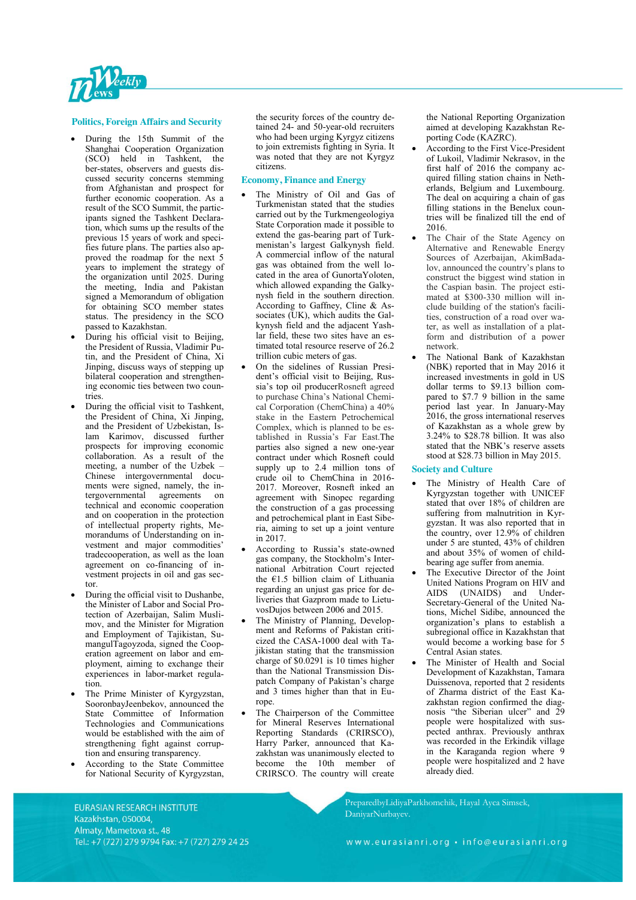## Politics, Foreign Affairs and Security

- During the 15th Summit of the Shanghai Cooperation Organization (SCO) held in Tashkent, the ber-states, observers and guests discussed security concerns stemming from Afghanistan and prospect for further economic cooperation. As a result of the SCO Summit, the participants signed the Tashkent Declaration, which sums up the results of the previous 15 years of work and specifies future plans. The parties also approved the roadmap for the next 5 years to implement the strategy of the organization until 2025. During the meeting, India and Pakistan signed a Memorandum of obligation for obtaining SCO member states status. The presidency in the SCO passed to Kazakhstan.
- During his official visit to Beijing, the President of Russia, Vladimir Putin, and the President of China, Xi Jinping, discuss ways of stepping up bilateral cooperation and strengthening economic ties between two countries.
- During the official visit to Tashkent, the President of China, Xi Jinping, and the President of Uzbekistan, Islam Karimov, discussed further prospects for improving economic collaboration. As a result of the meeting, a number of the Uzbek – Chinese intergovernmental documents were signed, namely, the intergovernmental agreements on technical and economic cooperation and on cooperation in the protection of intellectual property rights, Memorandums of Understanding on investment and major commodities' tradecooperation, as well as the loan agreement on co-financing of investment projects in oil and gas sector.
- During the official visit to Dushanbe, the Minister of Labor and Social Protection of Azerbaijan, Salim Muslimov, and the Minister for Migration and Employment of Tajikistan, SumangulTagoyzoda, signed the Cooperation agreement on labor and employment, aiming to exchange their experiences in labor-market regulation.
- The Prime Minister of Kyrgyzstan, SooronbayJeenbekov, announced the State Committee of Information Technologies and Communications would be established with the aim of strengthening fight against corruption and ensuring transparency.
- According to the State Committee for National Security of Kyrgyzstan, the security forces of the country detained 24- and 50-year-old recruiters who had been urging Kyrgyz citizens to join extremists fighting in Syria. It was noted that they are not Kyrgyz citizens.

## Economy, Finance and Energy

- The Ministry of Oil and Gas of Turkmenistan stated that the studies carried out by the Turkmengeologiya State Corporation made it possible to extend the gas-bearing part of Turkmenistan's largest Galkynysh field. A commercial inflow of the natural gas was obtained from the well located in the area of GunortaYoloten, which allowed expanding the Galkynysh field in the southern direction. According to Gaffney, Cline & Associates (UK), which audits the Galkynysh field and the adjacent Yashlar field, these two sites have an estimated total resource reserve of 26.2 trillion cubic meters of gas.
- On the sidelines of Russian President's official visit to Beijing, Russia's top oil producerRosneft agreed to purchase China's National Chemical Corporation (ChemChina) a 40% stake in the Eastern Petrochemical Complex, which is planned to be established in Russia's Far East.The parties also signed a new one-year contract under which Rosneft could supply up to 2.4 million tons of crude oil to ChemChina in 2016-2017. Moreover, Rosneft inked an agreement with Sinopec regarding the construction of a gas processing and petrochemical plant in East Siberia, aiming to set up a joint venture in 2017.
- According to Russia's state-owned gas company, the Stockholm's International Arbitration Court rejected the €1.5 billion claim of Lithuania regarding an unjust gas price for deliveries that Gazprom made to LietuvosDujos between 2006 and 2015.
- The Ministry of Planning, Development and Reforms of Pakistan criticized the CASA-1000 deal with Tajikistan stating that the transmission charge of $0.0291 is 10 times higher than the National Transmission Dispatch Company of Pakistan's charge and 3 times higher than that in Europe.
- The Chairperson of the Committee for Mineral Reserves International Reporting Standards (CRIRSCO), Harry Parker, announced that Kazakhstan was unanimously elected to become the 10th member of CRIRSCO. The country will create the National Reporting Organization aimed at developing Kazakhstan Reporting Code (KAZRC).
- According to the First Vice-President of Lukoil, Vladimir Nekrasov, in the first half of 2016 the company acquired filling station chains in Netherlands, Belgium and Luxembourg. The deal on acquiring a chain of gas filling stations in the Benelux countries will be finalized till the end of 2016.
- The Chair of the State Agency on Alternative and Renewable Energy Sources of Azerbaijan, AkimBadalov, announced the country's plans to construct the biggest wind station in the Caspian basin. The project estimated at $300-330 million will include building of the station's facilities, construction of a road over water, as well as installation of a platform and distribution of a power network.
- The National Bank of Kazakhstan (NBK) reported that in May 2016 it increased investments in gold in US dollar terms to $9.13 billion compared to $7.7 9 billion in the same period last year. In January-May 2016, the gross international reserves of Kazakhstan as a whole grew by 3.24% to $28.78 billion. It was also stated that the NBK's reserve assets stood at $28.73 billion in May 2015.

## Society and Culture

- The Ministry of Health Care of Kyrgyzstan together with UNICEF stated that over 18% of children are suffering from malnutrition in Kyrgyzstan. It was also reported that in the country, over 12.9% of children under 5 are stunted, 43% of children and about 35% of women of childbearing age suffer from anemia.
- The Executive Director of the Joint United Nations Program on HIV and AIDS (UNAIDS) and Under-Secretary-General of the United Nations, Michel Sidibe, announced the organization's plans to establish a subregional office in Kazakhstan that would become a working base for 5 Central Asian states.
- The Minister of Health and Social Development of Kazakhstan, Tamara Duissenova, reported that 2 residents of Zharma district of the East Kazakhstan region confirmed the diagnosis "the Siberian ulcer" and 29 people were hospitalized with suspected anthrax. Previously anthrax was recorded in the Erkindik village in the Karaganda region where 9 people were hospitalized and 2 have already died.

EURASIAN RESEARCH INSTITUTE
Kazakhstan, 050004,
Almaty, Mametova st., 48
Tel.: +7 (727) 279 9794 Fax: +7 (727) 279 24 25

PreparedbyLidiyaParkhomchik, Hayal Ayca Simsek, DaniyarNurbayev.

www.eurasianri.org • info@eurasianri.org